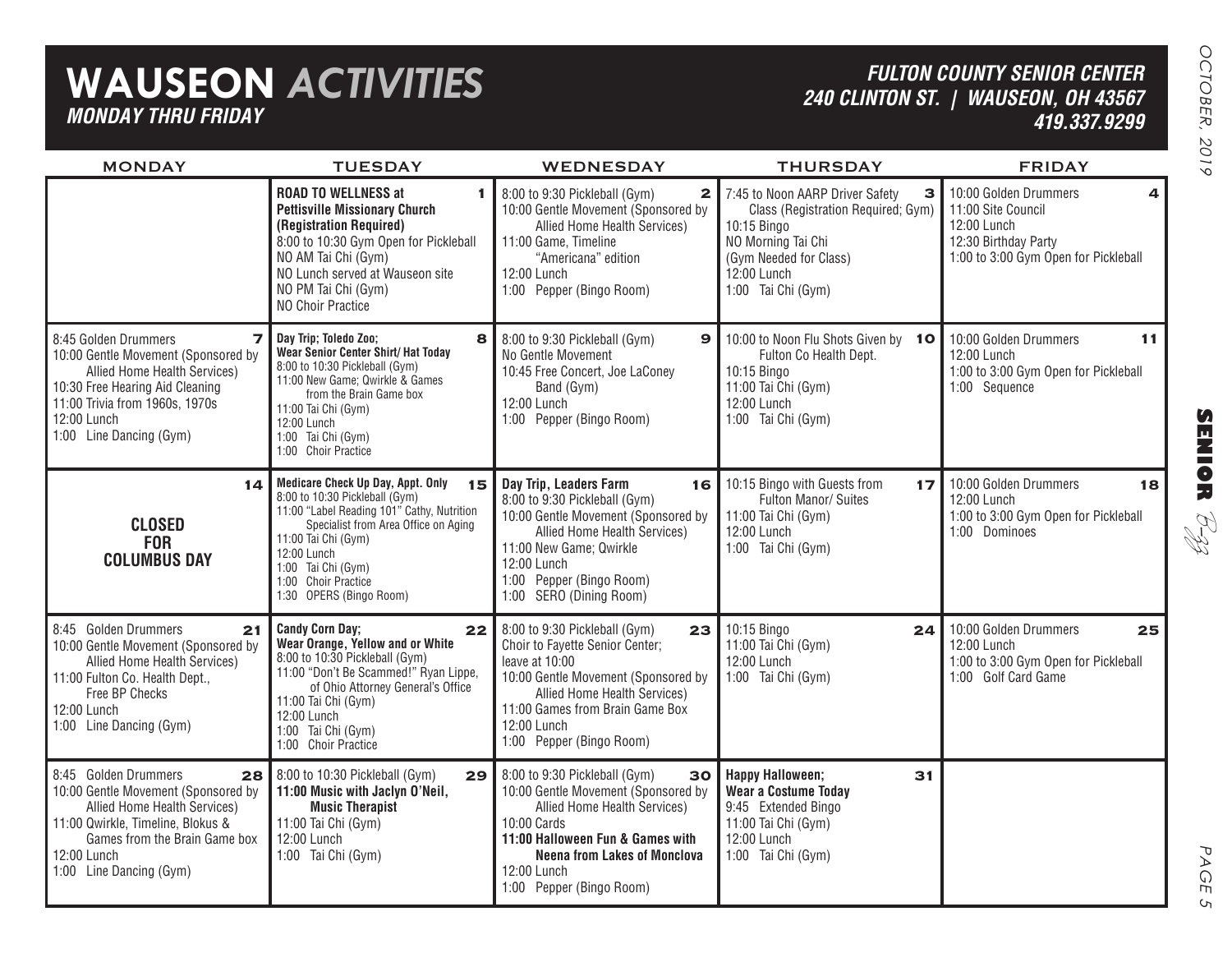# WAUSEON *ACTIVITIES*

***MONDAY THRU FRIDAY***

***FULTON COUNTY SENIOR CENTER***
***240 CLINTON ST. | WAUSEON, OH 43567***
***419.337.9299***

| MONDAY | TUESDAY | WEDNESDAY | THURSDAY | FRIDAY |
|---|---|---|---|---|
| | **1** **ROAD TO WELLNESS at Pettisville Missionary Church (Registration Required)** 8:00 to 10:30 Gym Open for Pickleball NO AM Tai Chi (Gym) NO Lunch served at Wauseon site NO PM Tai Chi (Gym) NO Choir Practice | **2** 8:00 to 9:30 Pickleball (Gym) 10:00 Gentle Movement (Sponsored by Allied Home Health Services) 11:00 Game, Timeline "Americana" edition 12:00 Lunch 1:00 Pepper (Bingo Room) | **3** 7:45 to Noon AARP Driver Safety Class (Registration Required; Gym) 10:15 Bingo NO Morning Tai Chi (Gym Needed for Class) 12:00 Lunch 1:00 Tai Chi (Gym) | **4** 10:00 Golden Drummers 11:00 Site Council 12:00 Lunch 12:30 Birthday Party 1:00 to 3:00 Gym Open for Pickleball |
| **7** 8:45 Golden Drummers 10:00 Gentle Movement (Sponsored by Allied Home Health Services) 10:30 Free Hearing Aid Cleaning 11:00 Trivia from 1960s, 1970s 12:00 Lunch 1:00 Line Dancing (Gym) | **8** **Day Trip; Toledo Zoo; Wear Senior Center Shirt/ Hat Today** 8:00 to 10:30 Pickleball (Gym) 11:00 New Game; Qwirkle & Games from the Brain Game box 11:00 Tai Chi (Gym) 12:00 Lunch 1:00 Tai Chi (Gym) 1:00 Choir Practice | **9** 8:00 to 9:30 Pickleball (Gym) No Gentle Movement 10:45 Free Concert, Joe LaConey Band (Gym) 12:00 Lunch 1:00 Pepper (Bingo Room) | **10** 10:00 to Noon Flu Shots Given by Fulton Co Health Dept. 10:15 Bingo 11:00 Tai Chi (Gym) 12:00 Lunch 1:00 Tai Chi (Gym) | **11** 10:00 Golden Drummers 12:00 Lunch 1:00 to 3:00 Gym Open for Pickleball 1:00 Sequence |
| **14** **CLOSED FOR COLUMBUS DAY** | **15** **Medicare Check Up Day, Appt. Only** 8:00 to 10:30 Pickleball (Gym) 11:00 "Label Reading 101" Cathy, Nutrition Specialist from Area Office on Aging 11:00 Tai Chi (Gym) 12:00 Lunch 1:00 Tai Chi (Gym) 1:00 Choir Practice 1:30 OPERS (Bingo Room) | **16** **Day Trip, Leaders Farm** 8:00 to 9:30 Pickleball (Gym) 10:00 Gentle Movement (Sponsored by Allied Home Health Services) 11:00 New Game; Qwirkle 12:00 Lunch 1:00 Pepper (Bingo Room) 1:00 SERO (Dining Room) | **17** 10:15 Bingo with Guests from Fulton Manor/ Suites 11:00 Tai Chi (Gym) 12:00 Lunch 1:00 Tai Chi (Gym) | **18** 10:00 Golden Drummers 12:00 Lunch 1:00 to 3:00 Gym Open for Pickleball 1:00 Dominoes |
| **21** 8:45 Golden Drummers 10:00 Gentle Movement (Sponsored by Allied Home Health Services) 11:00 Fulton Co. Health Dept., Free BP Checks 12:00 Lunch 1:00 Line Dancing (Gym) | **22** **Candy Corn Day; Wear Orange, Yellow and or White** 8:00 to 10:30 Pickleball (Gym) 11:00 "Don't Be Scammed!" Ryan Lippe, of Ohio Attorney General's Office 11:00 Tai Chi (Gym) 12:00 Lunch 1:00 Tai Chi (Gym) 1:00 Choir Practice | **23** 8:00 to 9:30 Pickleball (Gym) Choir to Fayette Senior Center; leave at 10:00 10:00 Gentle Movement (Sponsored by Allied Home Health Services) 11:00 Games from Brain Game Box 12:00 Lunch 1:00 Pepper (Bingo Room) | **24** 10:15 Bingo 11:00 Tai Chi (Gym) 12:00 Lunch 1:00 Tai Chi (Gym) | **25** 10:00 Golden Drummers 12:00 Lunch 1:00 to 3:00 Gym Open for Pickleball 1:00 Golf Card Game |
| **28** 8:45 Golden Drummers 10:00 Gentle Movement (Sponsored by Allied Home Health Services) 11:00 Qwirkle, Timeline, Blokus & Games from the Brain Game box 12:00 Lunch 1:00 Line Dancing (Gym) | **29** 8:00 to 10:30 Pickleball (Gym) **11:00 Music with Jaclyn O'Neil, Music Therapist** 11:00 Tai Chi (Gym) 12:00 Lunch 1:00 Tai Chi (Gym) | **30** 8:00 to 9:30 Pickleball (Gym) 10:00 Gentle Movement (Sponsored by Allied Home Health Services) 10:00 Cards **11:00 Halloween Fun & Games with Neena from Lakes of Monclova** 12:00 Lunch 1:00 Pepper (Bingo Room) | **31** **Happy Halloween; Wear a Costume Today** 9:45 Extended Bingo 11:00 Tai Chi (Gym) 12:00 Lunch 1:00 Tai Chi (Gym) | |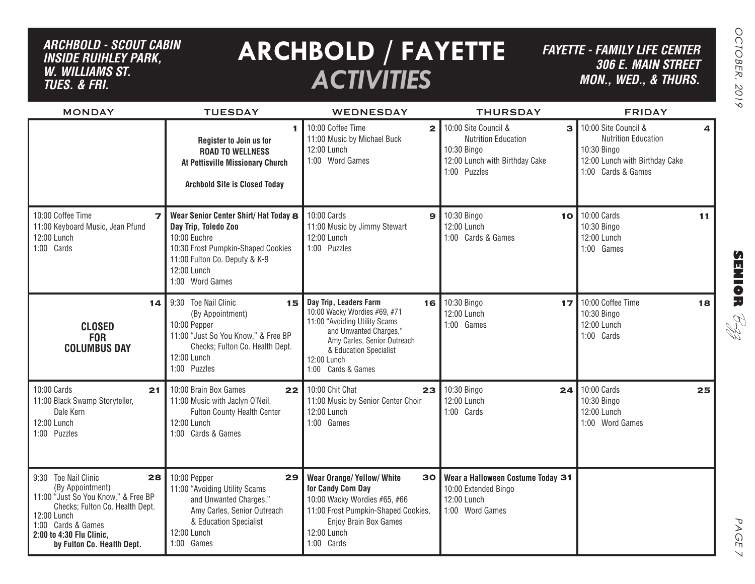*ARCHBOLD - SCOUT CABIN INSIDE RUIHLEY PARK, W. WILLIAMS ST. TUES. & FRI.*

# ARCHBOLD / FAYETTE *ACTIVITIES*

*FAYETTE - FAMILY LIFE CENTER 306 E. MAIN STREET MON., WED., & THURS.*

| MONDAY | TUESDAY | WEDNESDAY | THURSDAY | FRIDAY |
|---|---|---|---|---|
| | **1** **Register to Join us for ROAD TO WELLNESS At Pettisville Missionary Church** **Archbold Site is Closed Today** | **2** 10:00 Coffee Time<br>11:00 Music by Michael Buck<br>12:00 Lunch<br>1:00 Word Games | **3** 10:00 Site Council & Nutrition Education<br>10:30 Bingo<br>12:00 Lunch with Birthday Cake<br>1:00 Puzzles | **4** 10:00 Site Council & Nutrition Education<br>10:30 Bingo<br>12:00 Lunch with Birthday Cake<br>1:00 Cards & Games |
| **7** 10:00 Coffee Time<br>11:00 Keyboard Music, Jean Pfund<br>12:00 Lunch<br>1:00 Cards | **8** **Wear Senior Center Shirt/ Hat Today**<br>**Day Trip, Toledo Zoo**<br>10:00 Euchre<br>10:30 Frost Pumpkin-Shaped Cookies<br>11:00 Fulton Co. Deputy & K-9<br>12:00 Lunch<br>1:00 Word Games | **9** 10:00 Cards<br>11:00 Music by Jimmy Stewart<br>12:00 Lunch<br>1:00 Puzzles | **10** 10:30 Bingo<br>12:00 Lunch<br>1:00 Cards & Games | **11** 10:00 Cards<br>10:30 Bingo<br>12:00 Lunch<br>1:00 Games |
| **14** **CLOSED FOR COLUMBUS DAY** | **15** 9:30 Toe Nail Clinic (By Appointment)<br>10:00 Pepper<br>11:00 "Just So You Know," & Free BP Checks; Fulton Co. Health Dept.<br>12:00 Lunch<br>1:00 Puzzles | **16** **Day Trip, Leaders Farm**<br>10:00 Wacky Wordies #69, #71<br>11:00 "Avoiding Utility Scams and Unwanted Charges," Amy Carles, Senior Outreach & Education Specialist<br>12:00 Lunch<br>1:00 Cards & Games | **17** 10:30 Bingo<br>12:00 Lunch<br>1:00 Games | **18** 10:00 Coffee Time<br>10:30 Bingo<br>12:00 Lunch<br>1:00 Cards |
| **21** 10:00 Cards<br>11:00 Black Swamp Storyteller, Dale Kern<br>12:00 Lunch<br>1:00 Puzzles | **22** 10:00 Brain Box Games<br>11:00 Music with Jaclyn O'Neil, Fulton County Health Center<br>12:00 Lunch<br>1:00 Cards & Games | **23** 10:00 Chit Chat<br>11:00 Music by Senior Center Choir<br>12:00 Lunch<br>1:00 Games | **24** 10:30 Bingo<br>12:00 Lunch<br>1:00 Cards | **25** 10:00 Cards<br>10:30 Bingo<br>12:00 Lunch<br>1:00 Word Games |
| **28** 9:30 Toe Nail Clinic (By Appointment)<br>11:00 "Just So You Know," & Free BP Checks; Fulton Co. Health Dept.<br>12:00 Lunch<br>1:00 Cards & Games<br>**2:00 to 4:30 Flu Clinic, by Fulton Co. Health Dept.** | **29** 10:00 Pepper<br>11:00 "Avoiding Utility Scams and Unwanted Charges," Amy Carles, Senior Outreach & Education Specialist<br>12:00 Lunch<br>1:00 Games | **30** **Wear Orange/ Yellow/ White for Candy Corn Day**<br>10:00 Wacky Wordies #65, #66<br>11:00 Frost Pumpkin-Shaped Cookies, Enjoy Brain Box Games<br>12:00 Lunch<br>1:00 Cards | **31** **Wear a Halloween Costume Today**<br>10:00 Extended Bingo<br>12:00 Lunch<br>1:00 Word Games | |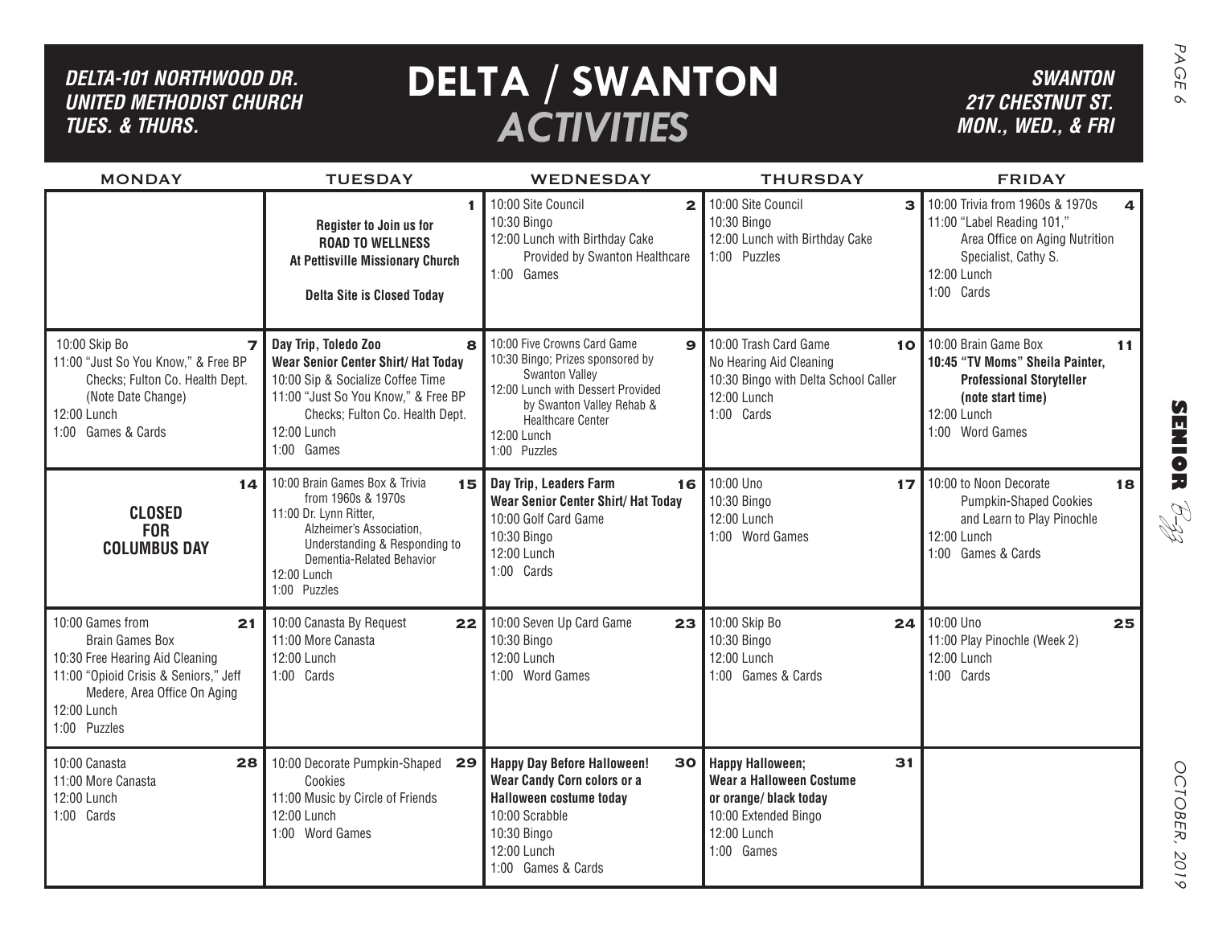**DELTA-101 NORTHWOOD DR.**
**UNITED METHODIST CHURCH**
**TUES. & THURS.**

# DELTA / SWANTON *ACTIVITIES*

**SWANTON**
**217 CHESTNUT ST.**
**MON., WED., & FRI**

| MONDAY | TUESDAY | WEDNESDAY | THURSDAY | FRIDAY |
| --- | --- | --- | --- | --- |
| | **1** **Register to Join us for ROAD TO WELLNESS At Pettisville Missionary Church** **Delta Site is Closed Today** | **2** 10:00 Site Council 10:30 Bingo 12:00 Lunch with Birthday Cake Provided by Swanton Healthcare 1:00 Games | **3** 10:00 Site Council 10:30 Bingo 12:00 Lunch with Birthday Cake 1:00 Puzzles | **4** 10:00 Trivia from 1960s & 1970s 11:00 "Label Reading 101," Area Office on Aging Nutrition Specialist, Cathy S. 12:00 Lunch 1:00 Cards |
| **7** 10:00 Skip Bo 11:00 "Just So You Know," & Free BP Checks; Fulton Co. Health Dept. (Note Date Change) 12:00 Lunch 1:00 Games & Cards | **8** **Day Trip, Toledo Zoo** **Wear Senior Center Shirt/ Hat Today** 10:00 Sip & Socialize Coffee Time 11:00 "Just So You Know," & Free BP Checks; Fulton Co. Health Dept. 12:00 Lunch 1:00 Games | **9** 10:00 Five Crowns Card Game 10:30 Bingo; Prizes sponsored by Swanton Valley 12:00 Lunch with Dessert Provided by Swanton Valley Rehab & Healthcare Center 12:00 Lunch 1:00 Puzzles | **10** 10:00 Trash Card Game No Hearing Aid Cleaning 10:30 Bingo with Delta School Caller 12:00 Lunch 1:00 Cards | **11** 10:00 Brain Game Box **10:45 "TV Moms" Sheila Painter, Professional Storyteller (note start time)** 12:00 Lunch 1:00 Word Games |
| **14** **CLOSED FOR COLUMBUS DAY** | **15** 10:00 Brain Games Box & Trivia from 1960s & 1970s 11:00 Dr. Lynn Ritter, Alzheimer's Association, Understanding & Responding to Dementia-Related Behavior 12:00 Lunch 1:00 Puzzles | **16** **Day Trip, Leaders Farm** **Wear Senior Center Shirt/ Hat Today** 10:00 Golf Card Game 10:30 Bingo 12:00 Lunch 1:00 Cards | **17** 10:00 Uno 10:30 Bingo 12:00 Lunch 1:00 Word Games | **18** 10:00 to Noon Decorate Pumpkin-Shaped Cookies and Learn to Play Pinochle 12:00 Lunch 1:00 Games & Cards |
| **21** 10:00 Games from Brain Games Box 10:30 Free Hearing Aid Cleaning 11:00 "Opioid Crisis & Seniors," Jeff Medere, Area Office On Aging 12:00 Lunch 1:00 Puzzles | **22** 10:00 Canasta By Request 11:00 More Canasta 12:00 Lunch 1:00 Cards | **23** 10:00 Seven Up Card Game 10:30 Bingo 12:00 Lunch 1:00 Word Games | **24** 10:00 Skip Bo 10:30 Bingo 12:00 Lunch 1:00 Games & Cards | **25** 10:00 Uno 11:00 Play Pinochle (Week 2) 12:00 Lunch 1:00 Cards |
| **28** 10:00 Canasta 11:00 More Canasta 12:00 Lunch 1:00 Cards | **29** 10:00 Decorate Pumpkin-Shaped Cookies 11:00 Music by Circle of Friends 12:00 Lunch 1:00 Word Games | **30** **Happy Day Before Halloween!** **Wear Candy Corn colors or a Halloween costume today** 10:00 Scrabble 10:30 Bingo 12:00 Lunch 1:00 Games & Cards | **31** **Happy Halloween;** **Wear a Halloween Costume or orange/ black today** 10:00 Extended Bingo 12:00 Lunch 1:00 Games | |